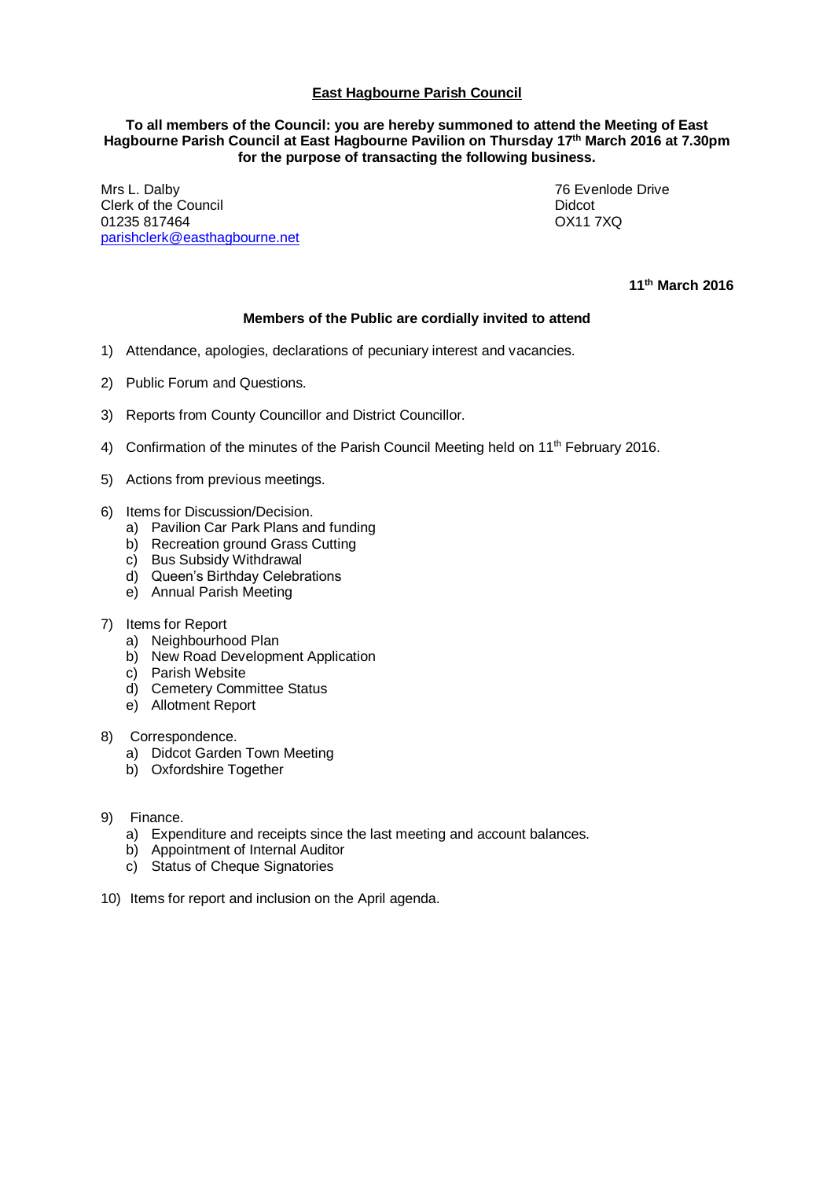# East Hagbourne Parish Council

**To all members of the Council: you are hereby summoned to attend the Meeting of East Hagbourne Parish Council at East Hagbourne Pavilion on Thursday 17th March 2016 at 7.30pm for the purpose of transacting the following business.**

Mrs L. Dalby
Clerk of the Council
01235 817464
parishclerk@easthagbourne.net

76 Evenlode Drive
Didcot
OX11 7XQ

**11th March 2016**

**Members of the Public are cordially invited to attend**

1) Attendance, apologies, declarations of pecuniary interest and vacancies.

2) Public Forum and Questions.

3) Reports from County Councillor and District Councillor.

4) Confirmation of the minutes of the Parish Council Meeting held on 11th February 2016.

5) Actions from previous meetings.

6) Items for Discussion/Decision.
   a) Pavilion Car Park Plans and funding
   b) Recreation ground Grass Cutting
   c) Bus Subsidy Withdrawal
   d) Queen's Birthday Celebrations
   e) Annual Parish Meeting

7) Items for Report
   a) Neighbourhood Plan
   b) New Road Development Application
   c) Parish Website
   d) Cemetery Committee Status
   e) Allotment Report

8) Correspondence.
   a) Didcot Garden Town Meeting
   b) Oxfordshire Together

9) Finance.
   a) Expenditure and receipts since the last meeting and account balances.
   b) Appointment of Internal Auditor
   c) Status of Cheque Signatories

10) Items for report and inclusion on the April agenda.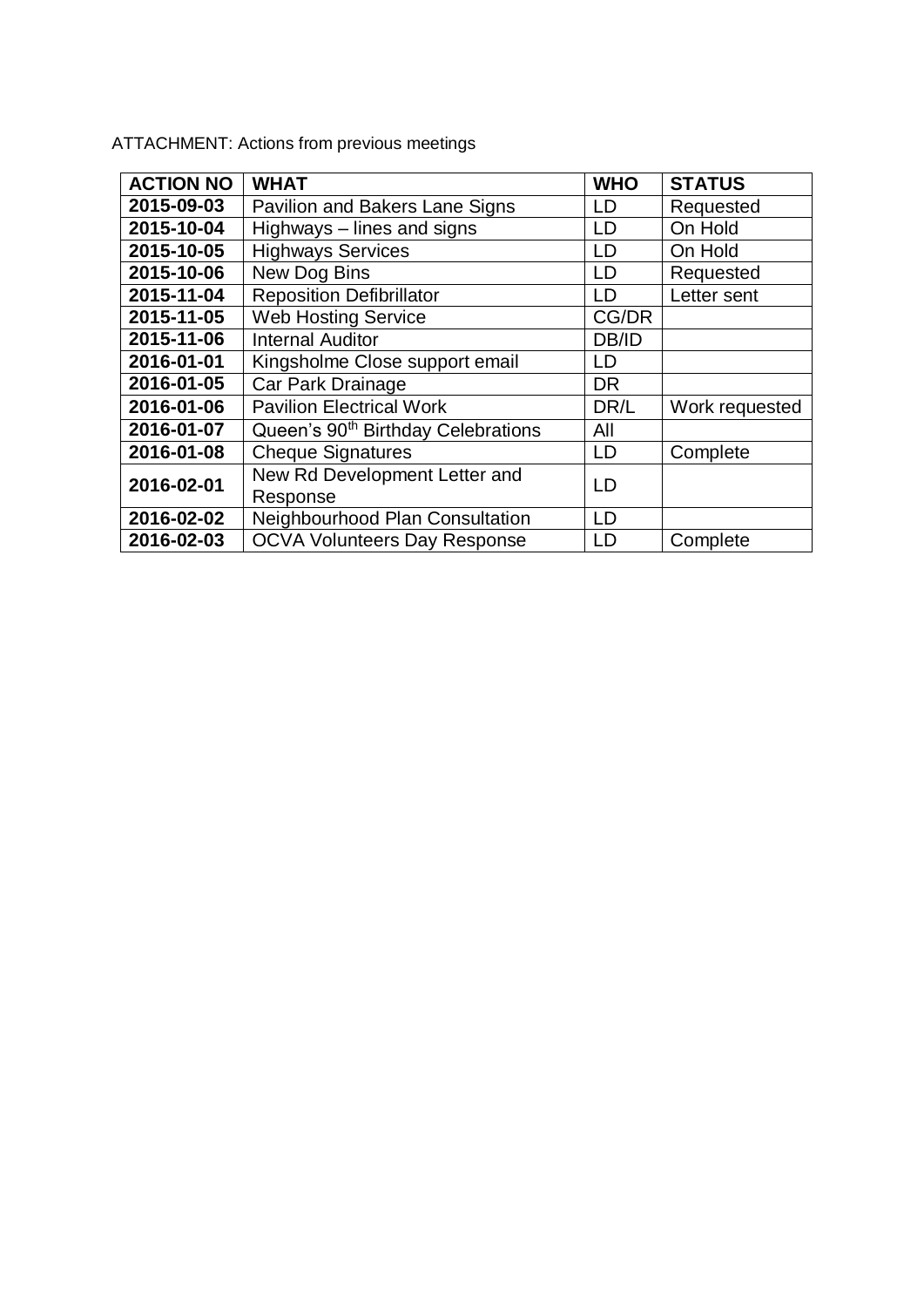ATTACHMENT: Actions from previous meetings

| ACTION NO | WHAT | WHO | STATUS |
|---|---|---|---|
| **2015-09-03** | Pavilion and Bakers Lane Signs | LD | Requested |
| **2015-10-04** | Highways – lines and signs | LD | On Hold |
| **2015-10-05** | Highways Services | LD | On Hold |
| **2015-10-06** | New Dog Bins | LD | Requested |
| **2015-11-04** | Reposition Defibrillator | LD | Letter sent |
| **2015-11-05** | Web Hosting Service | CG/DR | |
| **2015-11-06** | Internal Auditor | DB/ID | |
| **2016-01-01** | Kingsholme Close support email | LD | |
| **2016-01-05** | Car Park Drainage | DR | |
| **2016-01-06** | Pavilion Electrical Work | DR/L | Work requested |
| **2016-01-07** | Queen's 90th Birthday Celebrations | All | |
| **2016-01-08** | Cheque Signatures | LD | Complete |
| **2016-02-01** | New Rd Development Letter and Response | LD | |
| **2016-02-02** | Neighbourhood Plan Consultation | LD | |
| **2016-02-03** | OCVA Volunteers Day Response | LD | Complete |